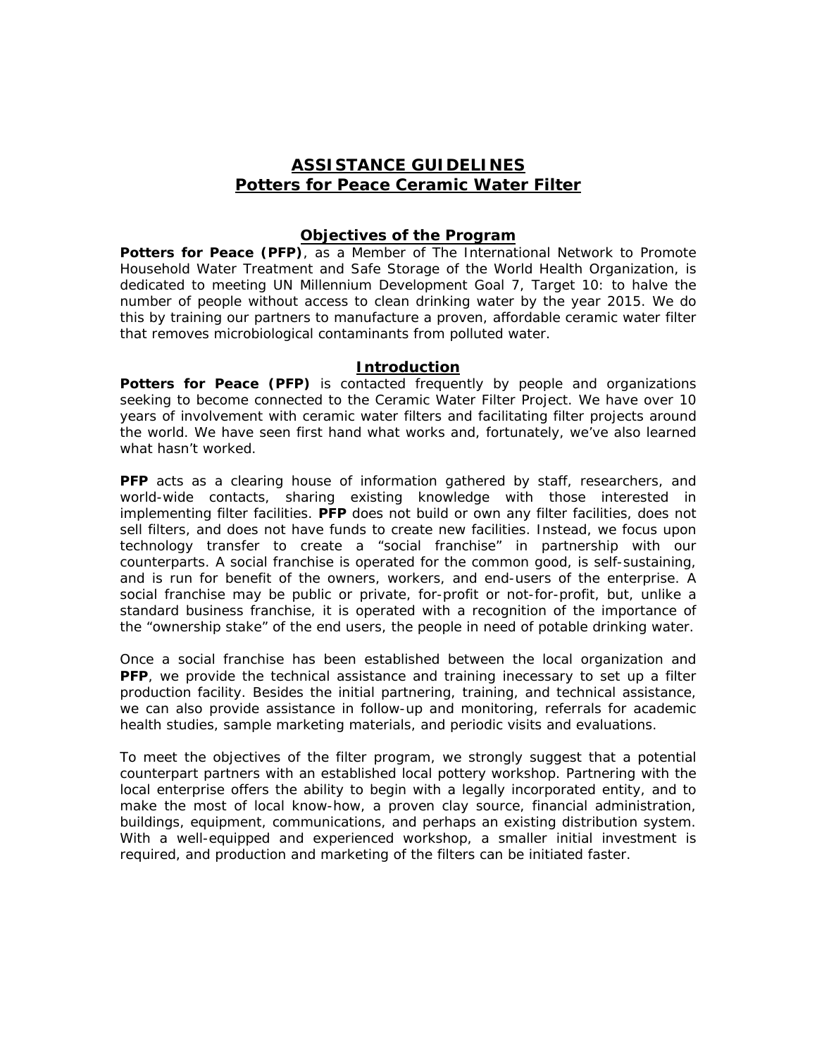# ASSISTANCE GUIDELINES
# Potters for Peace Ceramic Water Filter

## Objectives of the Program

**Potters for Peace (PFP)**, as a Member of The International Network to Promote Household Water Treatment and Safe Storage of the World Health Organization, is dedicated to meeting UN Millennium Development Goal 7, Target 10: to halve the number of people without access to clean drinking water by the year 2015. We do this by training our partners to manufacture a proven, affordable ceramic water filter that removes microbiological contaminants from polluted water.

## Introduction

**Potters for Peace (PFP)** is contacted frequently by people and organizations seeking to become connected to the Ceramic Water Filter Project. We have over 10 years of involvement with ceramic water filters and facilitating filter projects around the world. We have seen first hand what works and, fortunately, we've also learned what hasn't worked.

**PFP** acts as a clearing house of information gathered by staff, researchers, and world-wide contacts, sharing existing knowledge with those interested in implementing filter facilities. **PFP** does not build or own any filter facilities, does not sell filters, and does not have funds to create new facilities. Instead, we focus upon technology transfer to create a "social franchise" in partnership with our counterparts. A social franchise is operated for the common good, is self-sustaining, and is run for benefit of the owners, workers, and end-users of the enterprise. A social franchise may be public or private, for-profit or not-for-profit, but, unlike a standard business franchise, it is operated with a recognition of the importance of the "ownership stake" of the end users, the people in need of potable drinking water.

Once a social franchise has been established between the local organization and **PFP**, we provide the technical assistance and training inecessary to set up a filter production facility. Besides the initial partnering, training, and technical assistance, we can also provide assistance in follow-up and monitoring, referrals for academic health studies, sample marketing materials, and periodic visits and evaluations.

To meet the objectives of the filter program, we strongly suggest that a potential counterpart partners with an established local pottery workshop. Partnering with the local enterprise offers the ability to begin with a legally incorporated entity, and to make the most of local know-how, a proven clay source, financial administration, buildings, equipment, communications, and perhaps an existing distribution system. With a well-equipped and experienced workshop, a smaller initial investment is required, and production and marketing of the filters can be initiated faster.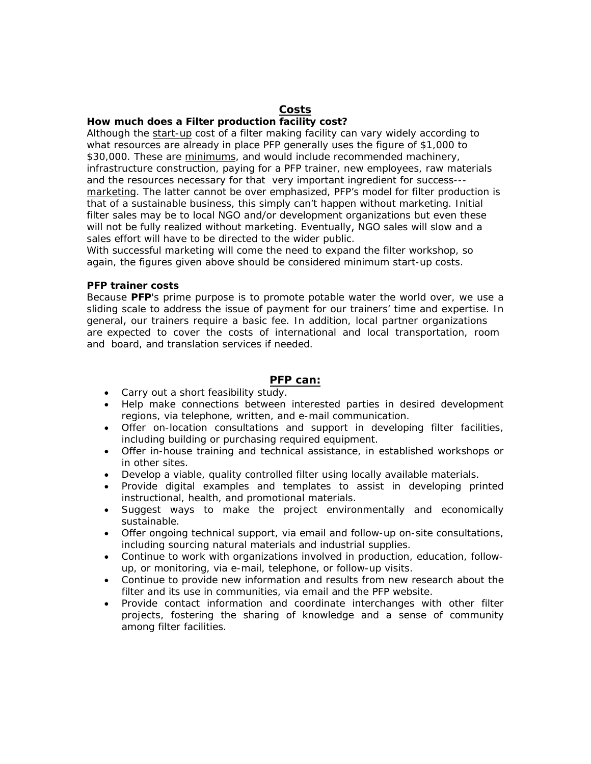## Costs

**How much does a Filter production facility cost?**

Although the start-up cost of a filter making facility can vary widely according to what resources are already in place PFP generally uses the figure of $1,000 to $30,000. These are minimums, and would include recommended machinery, infrastructure construction, paying for a PFP trainer, new employees, raw materials and the resources necessary for that very important ingredient for success---marketing. The latter cannot be over emphasized, PFP's model for filter production is that of a sustainable business, this simply can't happen without marketing. Initial filter sales may be to local NGO and/or development organizations but even these will not be fully realized without marketing. Eventually, NGO sales will slow and a sales effort will have to be directed to the wider public.

With successful marketing will come the need to expand the filter workshop, so again, the figures given above should be considered minimum start-up costs.

**PFP trainer costs**

Because **PFP**'s prime purpose is to promote potable water the world over, we use a sliding scale to address the issue of payment for our trainers' time and expertise. In general, our trainers require a basic fee. In addition, local partner organizations are expected to cover the costs of international and local transportation, room and board, and translation services if needed.

## PFP can:

- Carry out a short feasibility study.
- Help make connections between interested parties in desired development regions, via telephone, written, and e-mail communication.
- Offer on-location consultations and support in developing filter facilities, including building or purchasing required equipment.
- Offer in-house training and technical assistance, in established workshops or in other sites.
- Develop a viable, quality controlled filter using locally available materials.
- Provide digital examples and templates to assist in developing printed instructional, health, and promotional materials.
- Suggest ways to make the project environmentally and economically sustainable.
- Offer ongoing technical support, via email and follow-up on-site consultations, including sourcing natural materials and industrial supplies.
- Continue to work with organizations involved in production, education, follow-up, or monitoring, via e-mail, telephone, or follow-up visits.
- Continue to provide new information and results from new research about the filter and its use in communities, via email and the PFP website.
- Provide contact information and coordinate interchanges with other filter projects, fostering the sharing of knowledge and a sense of community among filter facilities.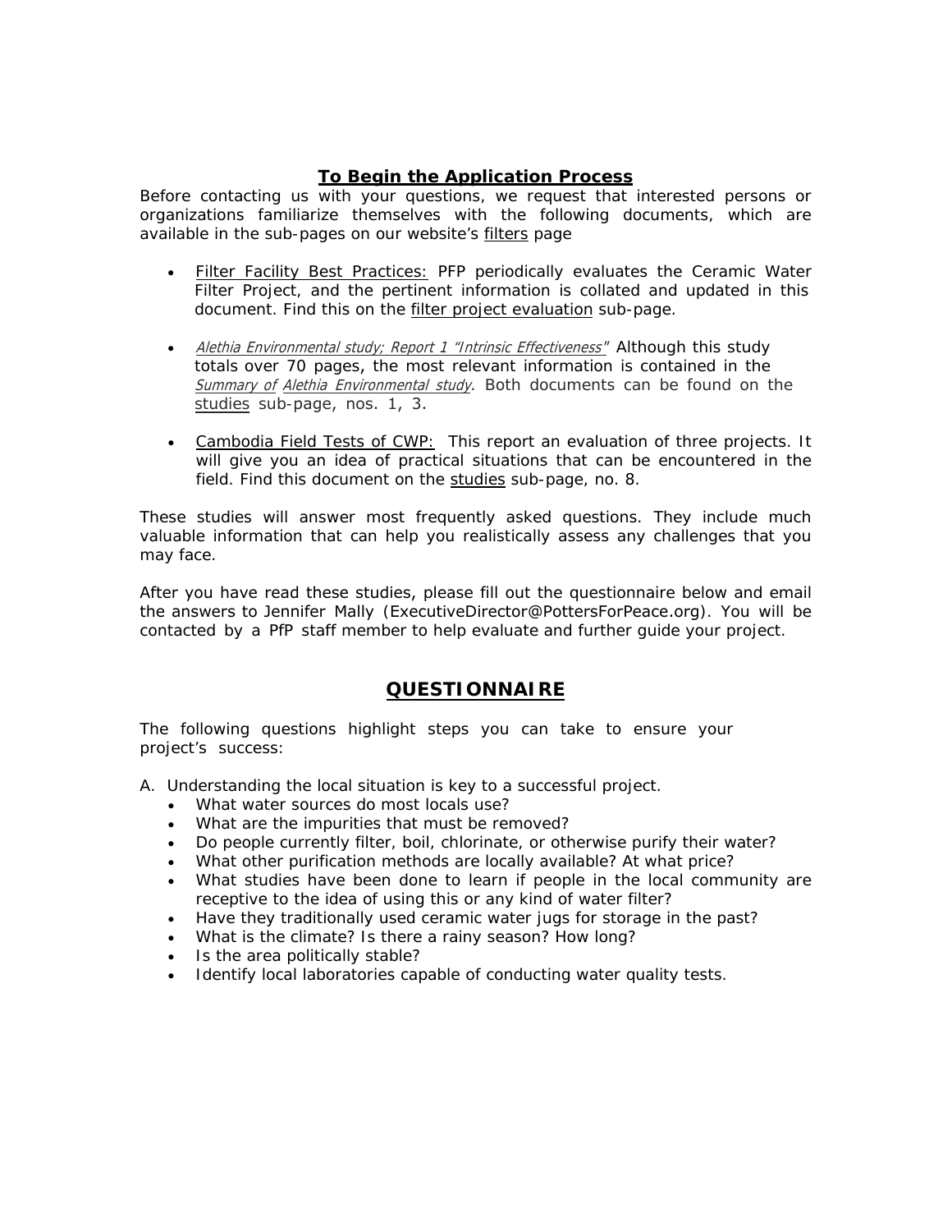## To Begin the Application Process

Before contacting us with your questions, we request that interested persons or organizations familiarize themselves with the following documents, which are available in the sub-pages on our website's filters page

- Filter Facility Best Practices: PFP periodically evaluates the Ceramic Water Filter Project, and the pertinent information is collated and updated in this document. Find this on the filter project evaluation sub-page.

- *Alethia Environmental study; Report 1 "Intrinsic Effectiveness"* Although this study totals over 70 pages, the most relevant information is contained in the *Summary of Alethia Environmental study.* Both documents can be found on the studies sub-page, nos. 1, 3.

- Cambodia Field Tests of CWP: This report an evaluation of three projects. It will give you an idea of practical situations that can be encountered in the field. Find this document on the studies sub-page, no. 8.

These studies will answer most frequently asked questions. They include much valuable information that can help you realistically assess any challenges that you may face.

After you have read these studies, please fill out the questionnaire below and email the answers to Jennifer Mally (ExecutiveDirector@PottersForPeace.org). You will be contacted by a PfP staff member to help evaluate and further guide your project.

## QUESTIONNAIRE

The following questions highlight steps you can take to ensure your project's success:

A. Understanding the local situation is key to a successful project.
   - What water sources do most locals use?
   - What are the impurities that must be removed?
   - Do people currently filter, boil, chlorinate, or otherwise purify their water?
   - What other purification methods are locally available? At what price?
   - What studies have been done to learn if people in the local community are receptive to the idea of using this or any kind of water filter?
   - Have they traditionally used ceramic water jugs for storage in the past?
   - What is the climate? Is there a rainy season? How long?
   - Is the area politically stable?
   - Identify local laboratories capable of conducting water quality tests.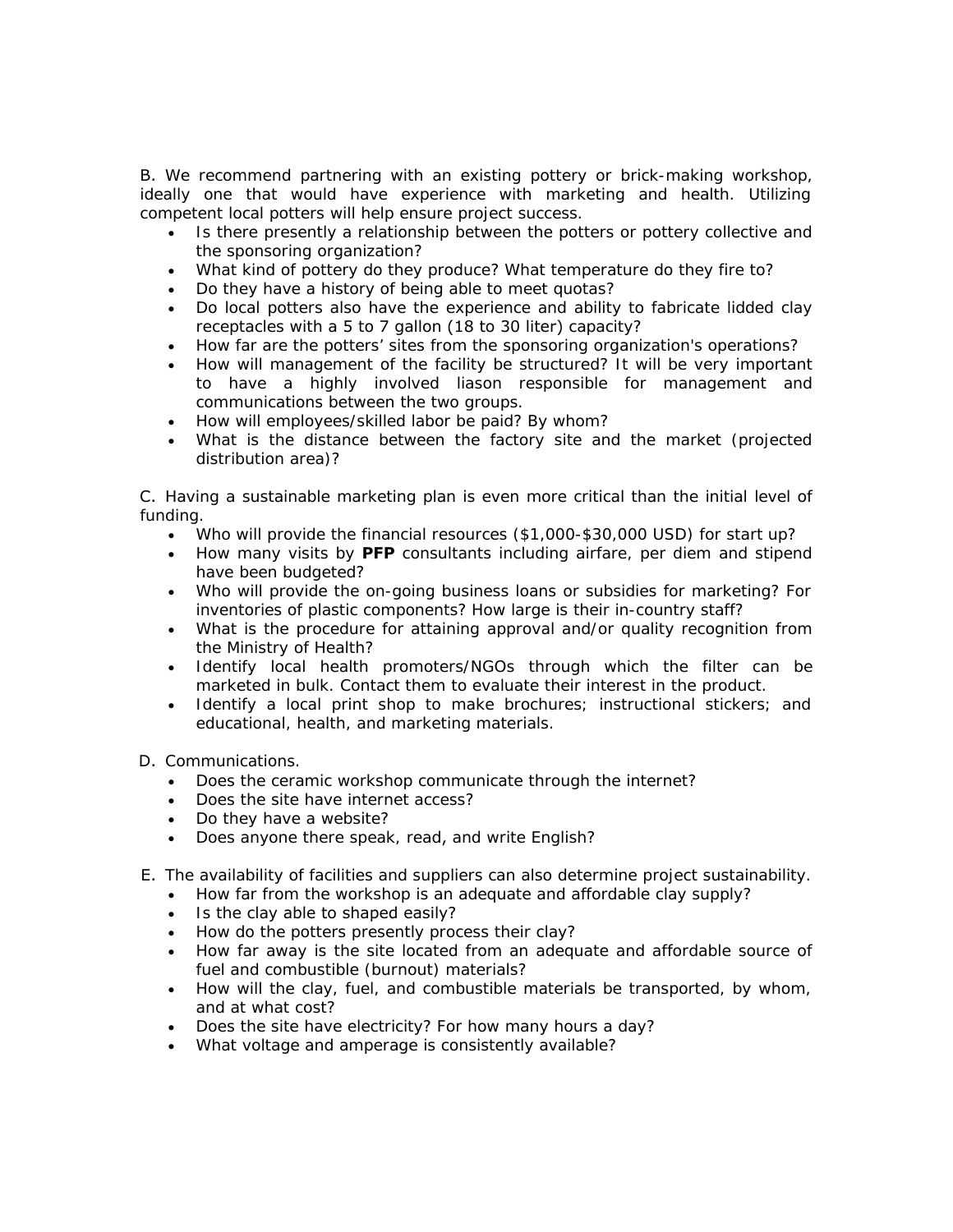B. We recommend partnering with an existing pottery or brick-making workshop, ideally one that would have experience with marketing and health. Utilizing competent local potters will help ensure project success.

- Is there presently a relationship between the potters or pottery collective and the sponsoring organization?
- What kind of pottery do they produce? What temperature do they fire to?
- Do they have a history of being able to meet quotas?
- Do local potters also have the experience and ability to fabricate lidded clay receptacles with a 5 to 7 gallon (18 to 30 liter) capacity?
- How far are the potters' sites from the sponsoring organization's operations?
- How will management of the facility be structured? It will be very important to have a highly involved liason responsible for management and communications between the two groups.
- How will employees/skilled labor be paid? By whom?
- What is the distance between the factory site and the market (projected distribution area)?

C. Having a sustainable marketing plan is even more critical than the initial level of funding.

- Who will provide the financial resources ($1,000-$30,000 USD) for start up?
- How many visits by **PFP** consultants including airfare, per diem and stipend have been budgeted?
- Who will provide the on-going business loans or subsidies for marketing? For inventories of plastic components? How large is their in-country staff?
- What is the procedure for attaining approval and/or quality recognition from the Ministry of Health?
- Identify local health promoters/NGOs through which the filter can be marketed in bulk. Contact them to evaluate their interest in the product.
- Identify a local print shop to make brochures; instructional stickers; and educational, health, and marketing materials.

D. Communications.

- Does the ceramic workshop communicate through the internet?
- Does the site have internet access?
- Do they have a website?
- Does anyone there speak, read, and write English?

E. The availability of facilities and suppliers can also determine project sustainability.

- How far from the workshop is an adequate and affordable clay supply?
- Is the clay able to shaped easily?
- How do the potters presently process their clay?
- How far away is the site located from an adequate and affordable source of fuel and combustible (burnout) materials?
- How will the clay, fuel, and combustible materials be transported, by whom, and at what cost?
- Does the site have electricity? For how many hours a day?
- What voltage and amperage is consistently available?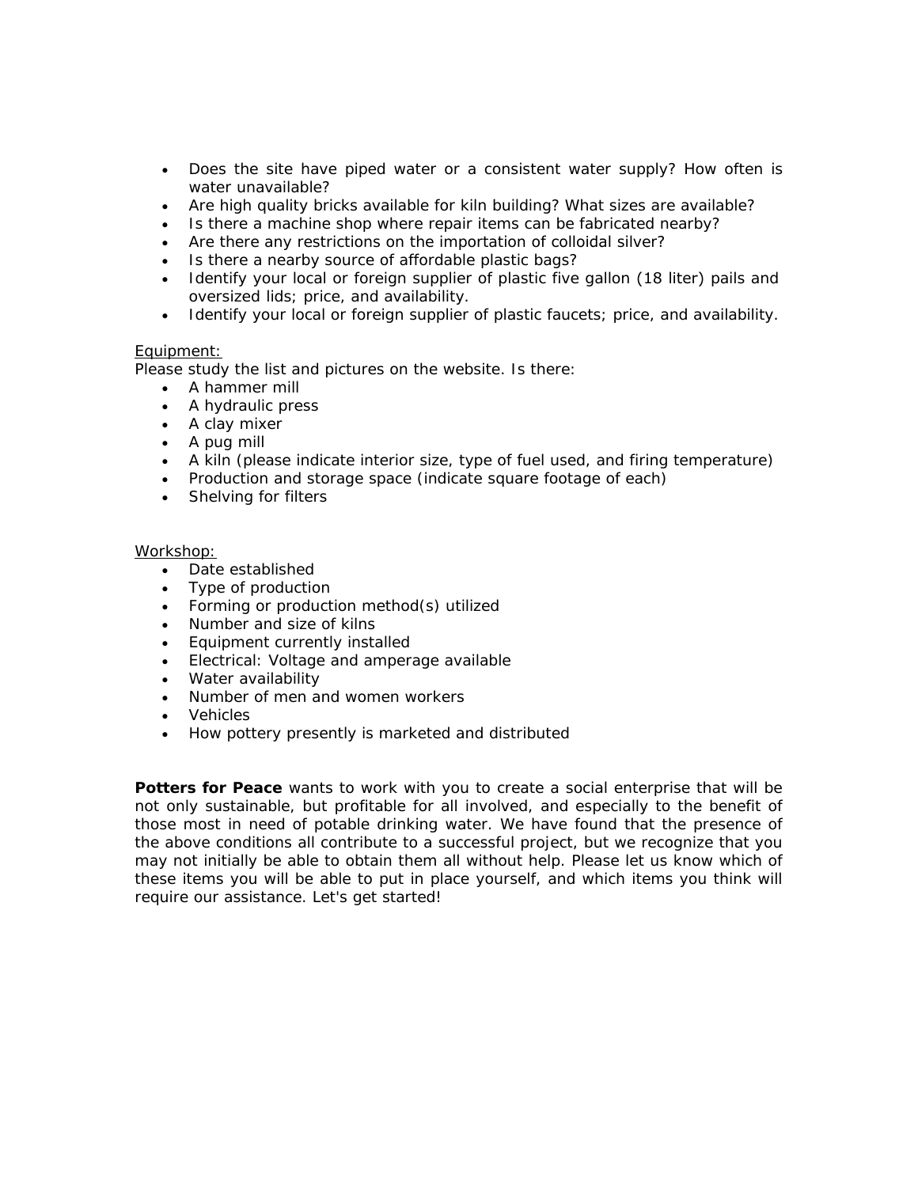- Does the site have piped water or a consistent water supply? How often is water unavailable?
- Are high quality bricks available for kiln building? What sizes are available?
- Is there a machine shop where repair items can be fabricated nearby?
- Are there any restrictions on the importation of colloidal silver?
- Is there a nearby source of affordable plastic bags?
- Identify your local or foreign supplier of plastic five gallon (18 liter) pails and oversized lids; price, and availability.
- Identify your local or foreign supplier of plastic faucets; price, and availability.

<u>Equipment:</u>

Please study the list and pictures on the website. Is there:

- A hammer mill
- A hydraulic press
- A clay mixer
- A pug mill
- A kiln (please indicate interior size, type of fuel used, and firing temperature)
- Production and storage space (indicate square footage of each)
- Shelving for filters

<u>Workshop:</u>

- Date established
- Type of production
- Forming or production method(s) utilized
- Number and size of kilns
- Equipment currently installed
- Electrical: Voltage and amperage available
- Water availability
- Number of men and women workers
- Vehicles
- How pottery presently is marketed and distributed

**Potters for Peace** wants to work with you to create a social enterprise that will be not only sustainable, but profitable for all involved, and especially to the benefit of those most in need of potable drinking water. We have found that the presence of the above conditions all contribute to a successful project, but we recognize that you may not initially be able to obtain them all without help. Please let us know which of these items you will be able to put in place yourself, and which items you think will require our assistance. Let's get started!